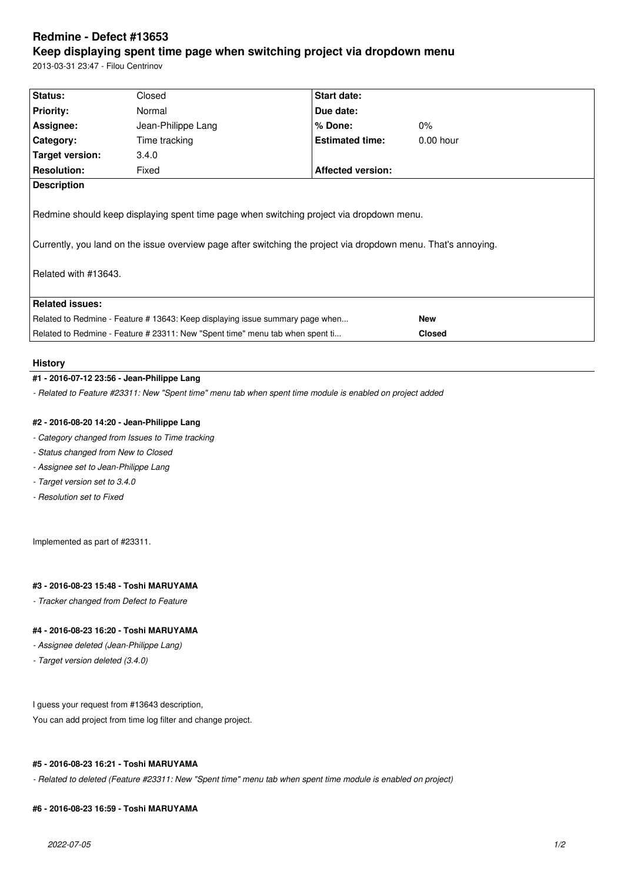# Redmine - Defect #13653

## Keep displaying spent time page when switching project via dropdown menu

2013-03-31 23:47 - Filou Centrinov

| Status: | Closed | Start date: | |
|---|---|---|---|
| Priority: | Normal | Due date: | |
| Assignee: | Jean-Philippe Lang | % Done: | 0% |
| Category: | Time tracking | Estimated time: | 0.00 hour |
| Target version: | 3.4.0 | | |
| Resolution: | Fixed | Affected version: | |

**Description**

Redmine should keep displaying spent time page when switching project via dropdown menu.

Currently, you land on the issue overview page after switching the project via dropdown menu. That's annoying.

Related with #13643.

**Related issues:**

| | |
|---|---|
| Related to Redmine - Feature # 13643: Keep displaying issue summary page when... | **New** |
| Related to Redmine - Feature # 23311: New "Spent time" menu tab when spent ti... | **Closed** |

### History

#### #1 - 2016-07-12 23:56 - Jean-Philippe Lang

*- Related to Feature #23311: New "Spent time" menu tab when spent time module is enabled on project added*

#### #2 - 2016-08-20 14:20 - Jean-Philippe Lang

*- Category changed from Issues to Time tracking*

*- Status changed from New to Closed*

*- Assignee set to Jean-Philippe Lang*

*- Target version set to 3.4.0*

*- Resolution set to Fixed*

Implemented as part of #23311.

#### #3 - 2016-08-23 15:48 - Toshi MARUYAMA

*- Tracker changed from Defect to Feature*

#### #4 - 2016-08-23 16:20 - Toshi MARUYAMA

*- Assignee deleted (Jean-Philippe Lang)*

*- Target version deleted (3.4.0)*

I guess your request from #13643 description,
You can add project from time log filter and change project.

#### #5 - 2016-08-23 16:21 - Toshi MARUYAMA

*- Related to deleted (Feature #23311: New "Spent time" menu tab when spent time module is enabled on project)*

#### #6 - 2016-08-23 16:59 - Toshi MARUYAMA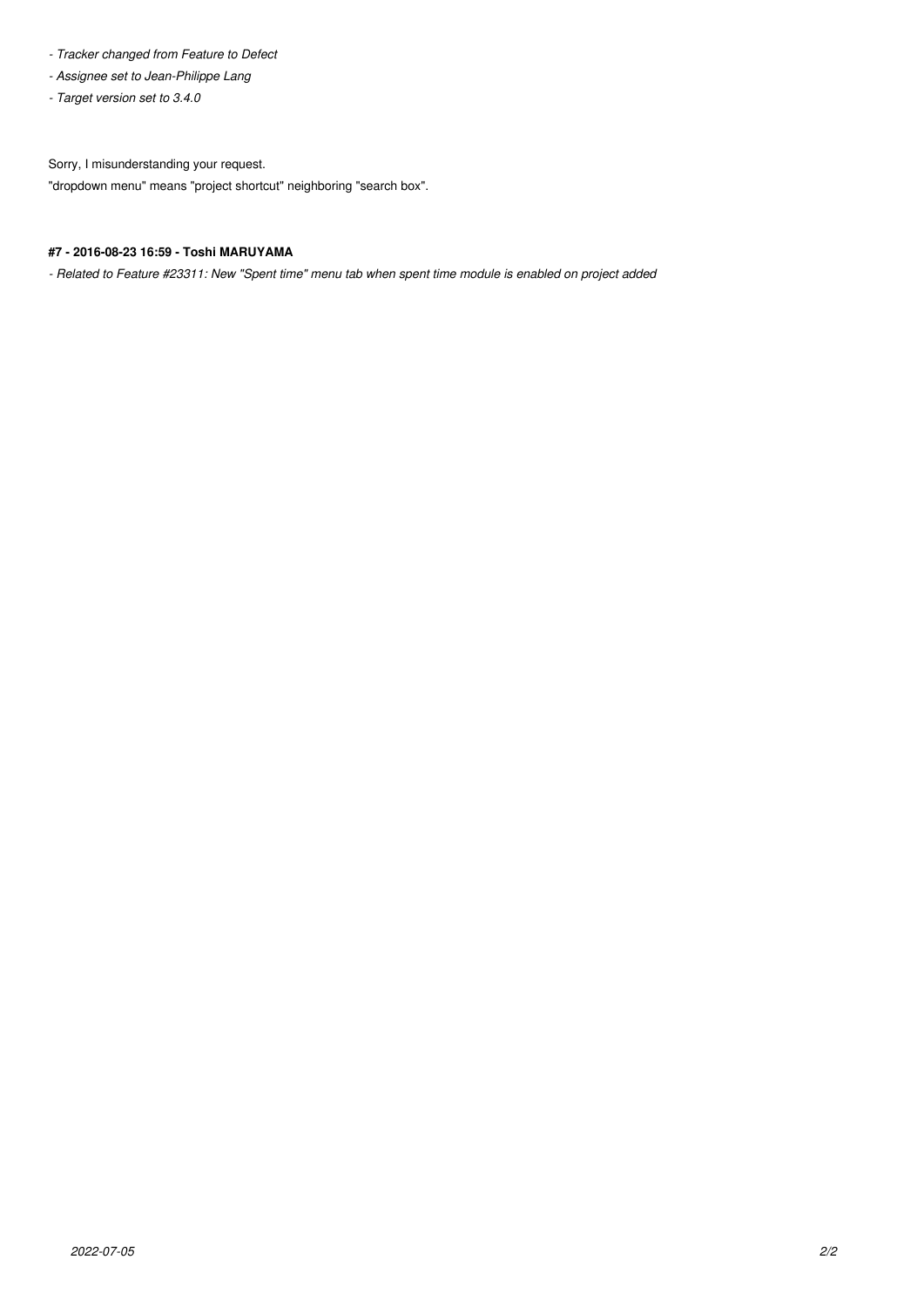*- Tracker changed from Feature to Defect*

*- Assignee set to Jean-Philippe Lang*

*- Target version set to 3.4.0*

Sorry, I misunderstanding your request.

"dropdown menu" means "project shortcut" neighboring "search box".

#### #7 - 2016-08-23 16:59 - Toshi MARUYAMA

*- Related to Feature #23311: New "Spent time" menu tab when spent time module is enabled on project added*